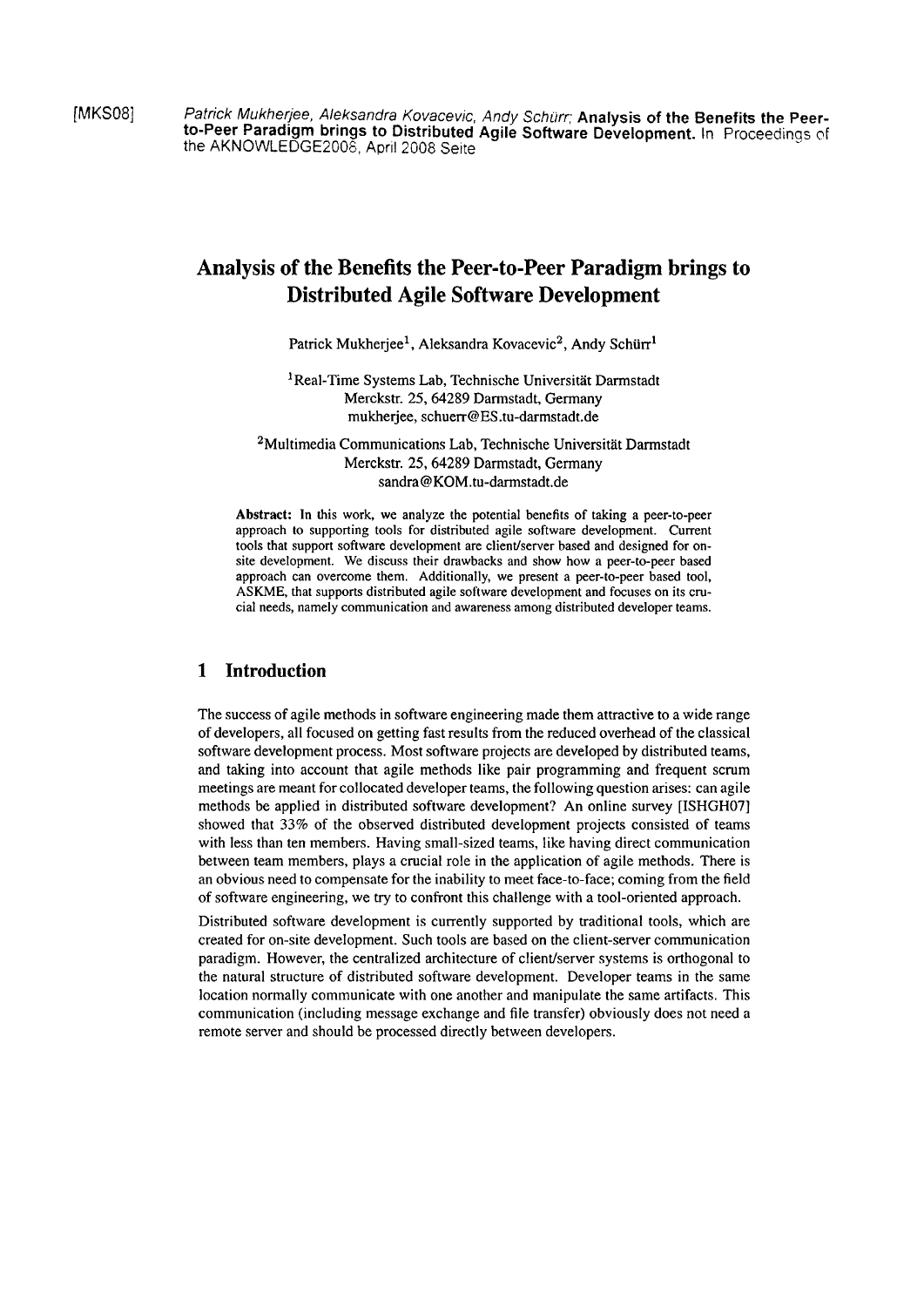[MKS08] *Patrick Mukherjee, Aleksandra Kovacevic, Andy Schürr;* **Analysis of the Benefits the Peer-to-Peer Paradigm brings to Distributed Agile Software Development.** In Proceedings of the AKNOWLEDGE2008, April 2008 Seite

# Analysis of the Benefits the Peer-to-Peer Paradigm brings to Distributed Agile Software Development

Patrick Mukherjee[1], Aleksandra Kovacevic[2], Andy Schürr[1]

[1]Real-Time Systems Lab, Technische Universität Darmstadt
Merckstr. 25, 64289 Darmstadt, Germany
mukherjee, schuerr@ES.tu-darmstadt.de

[2]Multimedia Communications Lab, Technische Universität Darmstadt
Merckstr. 25, 64289 Darmstadt, Germany
sandra@KOM.tu-darmstadt.de

**Abstract:** In this work, we analyze the potential benefits of taking a peer-to-peer approach to supporting tools for distributed agile software development. Current tools that support software development are client/server based and designed for on-site development. We discuss their drawbacks and show how a peer-to-peer based approach can overcome them. Additionally, we present a peer-to-peer based tool, ASKME, that supports distributed agile software development and focuses on its crucial needs, namely communication and awareness among distributed developer teams.

## 1 Introduction

The success of agile methods in software engineering made them attractive to a wide range of developers, all focused on getting fast results from the reduced overhead of the classical software development process. Most software projects are developed by distributed teams, and taking into account that agile methods like pair programming and frequent scrum meetings are meant for collocated developer teams, the following question arises: can agile methods be applied in distributed software development? An online survey [ISHGH07] showed that 33% of the observed distributed development projects consisted of teams with less than ten members. Having small-sized teams, like having direct communication between team members, plays a crucial role in the application of agile methods. There is an obvious need to compensate for the inability to meet face-to-face; coming from the field of software engineering, we try to confront this challenge with a tool-oriented approach.

Distributed software development is currently supported by traditional tools, which are created for on-site development. Such tools are based on the client-server communication paradigm. However, the centralized architecture of client/server systems is orthogonal to the natural structure of distributed software development. Developer teams in the same location normally communicate with one another and manipulate the same artifacts. This communication (including message exchange and file transfer) obviously does not need a remote server and should be processed directly between developers.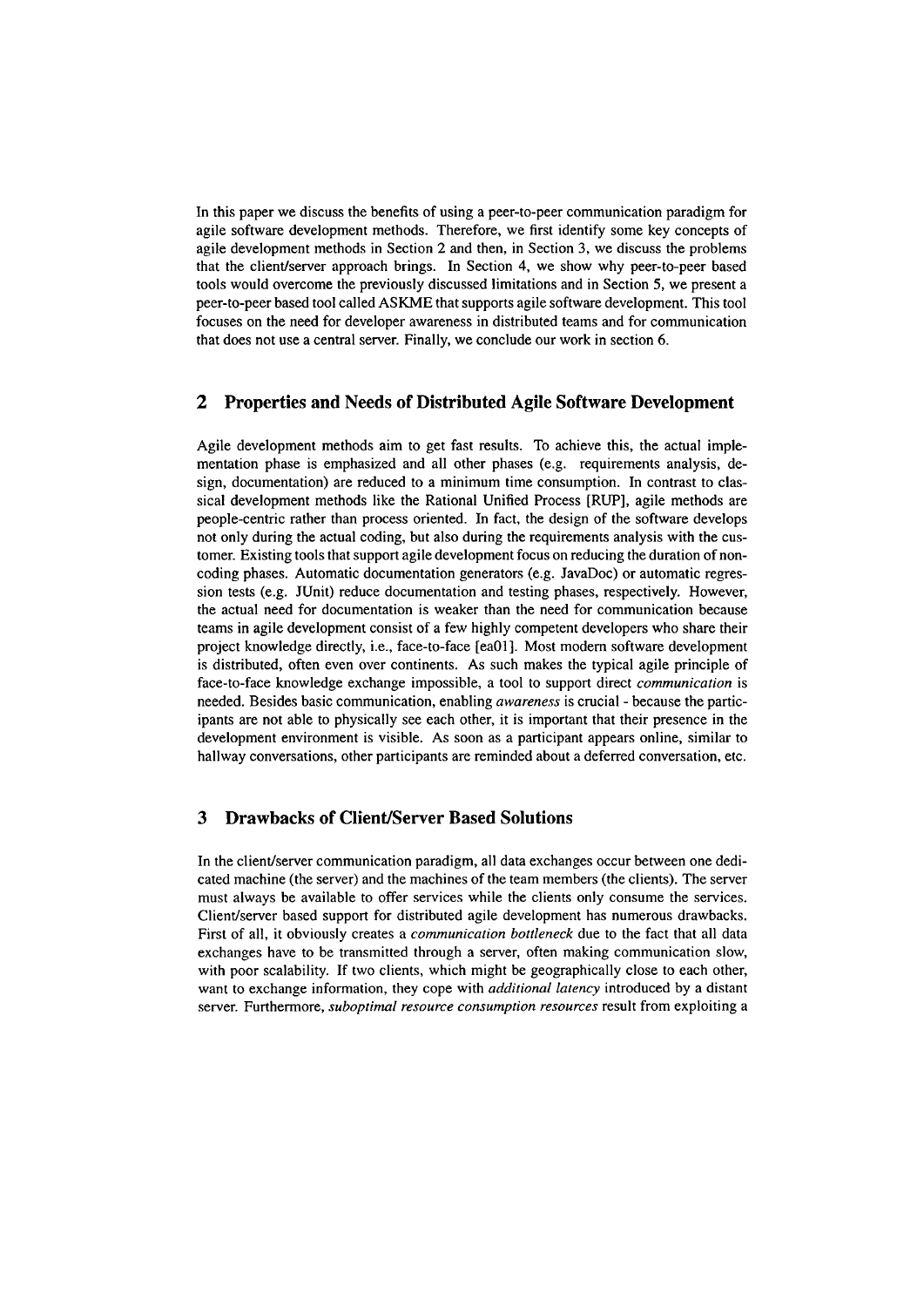In this paper we discuss the benefits of using a peer-to-peer communication paradigm for agile software development methods. Therefore, we first identify some key concepts of agile development methods in Section 2 and then, in Section 3, we discuss the problems that the client/server approach brings. In Section 4, we show why peer-to-peer based tools would overcome the previously discussed limitations and in Section 5, we present a peer-to-peer based tool called ASKME that supports agile software development. This tool focuses on the need for developer awareness in distributed teams and for communication that does not use a central server. Finally, we conclude our work in section 6.

## 2 Properties and Needs of Distributed Agile Software Development

Agile development methods aim to get fast results. To achieve this, the actual implementation phase is emphasized and all other phases (e.g. requirements analysis, design, documentation) are reduced to a minimum time consumption. In contrast to classical development methods like the Rational Unified Process [RUP], agile methods are people-centric rather than process oriented. In fact, the design of the software develops not only during the actual coding, but also during the requirements analysis with the customer. Existing tools that support agile development focus on reducing the duration of non-coding phases. Automatic documentation generators (e.g. JavaDoc) or automatic regression tests (e.g. JUnit) reduce documentation and testing phases, respectively. However, the actual need for documentation is weaker than the need for communication because teams in agile development consist of a few highly competent developers who share their project knowledge directly, i.e., face-to-face [ea01]. Most modern software development is distributed, often even over continents. As such makes the typical agile principle of face-to-face knowledge exchange impossible, a tool to support direct *communication* is needed. Besides basic communication, enabling *awareness* is crucial - because the participants are not able to physically see each other, it is important that their presence in the development environment is visible. As soon as a participant appears online, similar to hallway conversations, other participants are reminded about a deferred conversation, etc.

## 3 Drawbacks of Client/Server Based Solutions

In the client/server communication paradigm, all data exchanges occur between one dedicated machine (the server) and the machines of the team members (the clients). The server must always be available to offer services while the clients only consume the services. Client/server based support for distributed agile development has numerous drawbacks. First of all, it obviously creates a *communication bottleneck* due to the fact that all data exchanges have to be transmitted through a server, often making communication slow, with poor scalability. If two clients, which might be geographically close to each other, want to exchange information, they cope with *additional latency* introduced by a distant server. Furthermore, *suboptimal resource consumption resources* result from exploiting a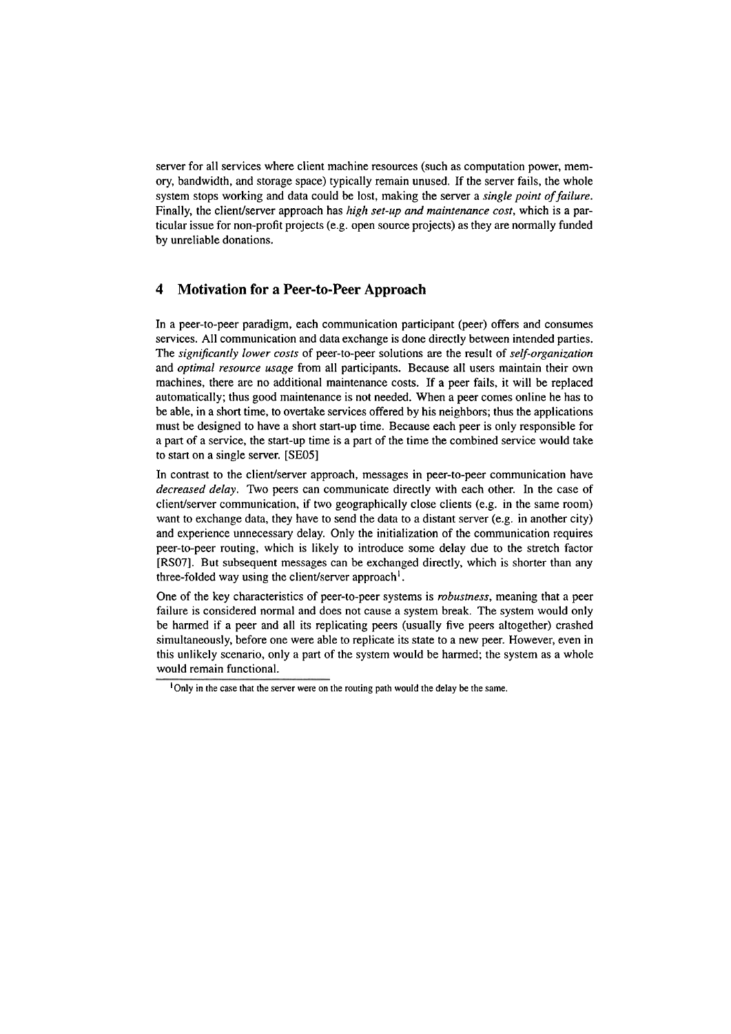server for all services where client machine resources (such as computation power, memory, bandwidth, and storage space) typically remain unused. If the server fails, the whole system stops working and data could be lost, making the server a *single point of failure*. Finally, the client/server approach has *high set-up and maintenance cost*, which is a particular issue for non-profit projects (e.g. open source projects) as they are normally funded by unreliable donations.

## 4 Motivation for a Peer-to-Peer Approach

In a peer-to-peer paradigm, each communication participant (peer) offers and consumes services. All communication and data exchange is done directly between intended parties. The *significantly lower costs* of peer-to-peer solutions are the result of *self-organization* and *optimal resource usage* from all participants. Because all users maintain their own machines, there are no additional maintenance costs. If a peer fails, it will be replaced automatically; thus good maintenance is not needed. When a peer comes online he has to be able, in a short time, to overtake services offered by his neighbors; thus the applications must be designed to have a short start-up time. Because each peer is only responsible for a part of a service, the start-up time is a part of the time the combined service would take to start on a single server. [SE05]

In contrast to the client/server approach, messages in peer-to-peer communication have *decreased delay*. Two peers can communicate directly with each other. In the case of client/server communication, if two geographically close clients (e.g. in the same room) want to exchange data, they have to send the data to a distant server (e.g. in another city) and experience unnecessary delay. Only the initialization of the communication requires peer-to-peer routing, which is likely to introduce some delay due to the stretch factor [RS07]. But subsequent messages can be exchanged directly, which is shorter than any three-folded way using the client/server approach[1].

One of the key characteristics of peer-to-peer systems is *robustness*, meaning that a peer failure is considered normal and does not cause a system break. The system would only be harmed if a peer and all its replicating peers (usually five peers altogether) crashed simultaneously, before one were able to replicate its state to a new peer. However, even in this unlikely scenario, only a part of the system would be harmed; the system as a whole would remain functional.

[1] Only in the case that the server were on the routing path would the delay be the same.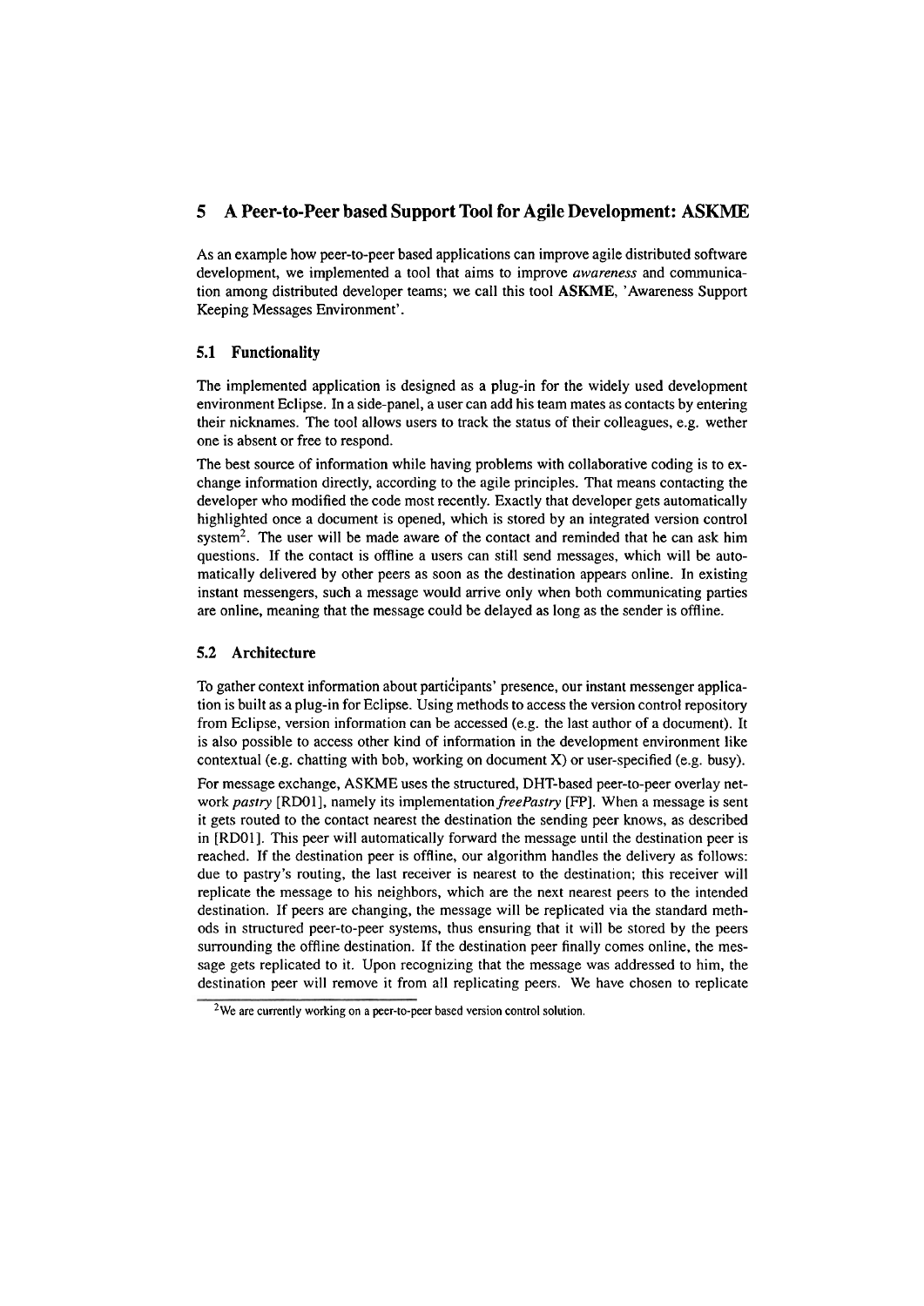## 5 A Peer-to-Peer based Support Tool for Agile Development: ASKME

As an example how peer-to-peer based applications can improve agile distributed software development, we implemented a tool that aims to improve *awareness* and communication among distributed developer teams; we call this tool **ASKME**, 'Awareness Support Keeping Messages Environment'.

### 5.1 Functionality

The implemented application is designed as a plug-in for the widely used development environment Eclipse. In a side-panel, a user can add his team mates as contacts by entering their nicknames. The tool allows users to track the status of their colleagues, e.g. wether one is absent or free to respond.

The best source of information while having problems with collaborative coding is to exchange information directly, according to the agile principles. That means contacting the developer who modified the code most recently. Exactly that developer gets automatically highlighted once a document is opened, which is stored by an integrated version control system[2]. The user will be made aware of the contact and reminded that he can ask him questions. If the contact is offline a users can still send messages, which will be automatically delivered by other peers as soon as the destination appears online. In existing instant messengers, such a message would arrive only when both communicating parties are online, meaning that the message could be delayed as long as the sender is offline.

### 5.2 Architecture

To gather context information about participants' presence, our instant messenger application is built as a plug-in for Eclipse. Using methods to access the version control repository from Eclipse, version information can be accessed (e.g. the last author of a document). It is also possible to access other kind of information in the development environment like contextual (e.g. chatting with bob, working on document X) or user-specified (e.g. busy).

For message exchange, ASKME uses the structured, DHT-based peer-to-peer overlay network *pastry* [RD01], namely its implementation *freePastry* [FP]. When a message is sent it gets routed to the contact nearest the destination the sending peer knows, as described in [RD01]. This peer will automatically forward the message until the destination peer is reached. If the destination peer is offline, our algorithm handles the delivery as follows: due to pastry's routing, the last receiver is nearest to the destination; this receiver will replicate the message to his neighbors, which are the next nearest peers to the intended destination. If peers are changing, the message will be replicated via the standard methods in structured peer-to-peer systems, thus ensuring that it will be stored by the peers surrounding the offline destination. If the destination peer finally comes online, the message gets replicated to it. Upon recognizing that the message was addressed to him, the destination peer will remove it from all replicating peers. We have chosen to replicate

[2] We are currently working on a peer-to-peer based version control solution.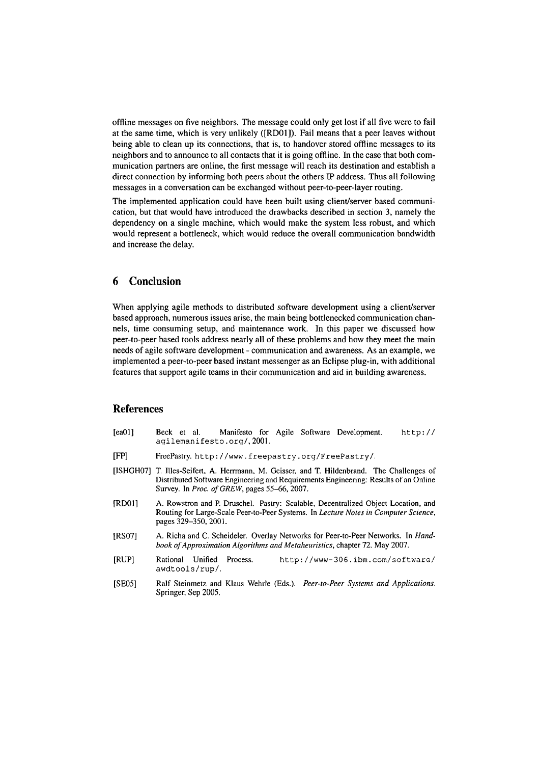offline messages on five neighbors. The message could only get lost if all five were to fail at the same time, which is very unlikely ([RD01]). Fail means that a peer leaves without being able to clean up its connections, that is, to handover stored offline messages to its neighbors and to announce to all contacts that it is going offline. In the case that both communication partners are online, the first message will reach its destination and establish a direct connection by informing both peers about the others IP address. Thus all following messages in a conversation can be exchanged without peer-to-peer-layer routing.

The implemented application could have been built using client/server based communication, but that would have introduced the drawbacks described in section 3, namely the dependency on a single machine, which would make the system less robust, and which would represent a bottleneck, which would reduce the overall communication bandwidth and increase the delay.

## 6 Conclusion

When applying agile methods to distributed software development using a client/server based approach, numerous issues arise, the main being bottlenecked communication channels, time consuming setup, and maintenance work. In this paper we discussed how peer-to-peer based tools address nearly all of these problems and how they meet the main needs of agile software development - communication and awareness. As an example, we implemented a peer-to-peer based instant messenger as an Eclipse plug-in, with additional features that support agile teams in their communication and aid in building awareness.

## References

[ea01] Beck et al. Manifesto for Agile Software Development. `http://agilemanifesto.org/`, 2001.

[FP] FreePastry. `http://www.freepastry.org/FreePastry/`.

[ISHGH07] T. Illes-Seifert, A. Herrmann, M. Geisser, and T. Hildenbrand. The Challenges of Distributed Software Engineering and Requirements Engineering: Results of an Online Survey. In *Proc. of GREW*, pages 55–66, 2007.

[RD01] A. Rowstron and P. Druschel. Pastry: Scalable, Decentralized Object Location, and Routing for Large-Scale Peer-to-Peer Systems. In *Lecture Notes in Computer Science*, pages 329–350, 2001.

[RS07] A. Richa and C. Scheideler. Overlay Networks for Peer-to-Peer Networks. In *Handbook of Approximation Algorithms and Metaheuristics*, chapter 72. May 2007.

[RUP] Rational Unified Process. `http://www-306.ibm.com/software/awdtools/rup/`.

[SE05] Ralf Steinmetz and Klaus Wehrle (Eds.). *Peer-to-Peer Systems and Applications*. Springer, Sep 2005.